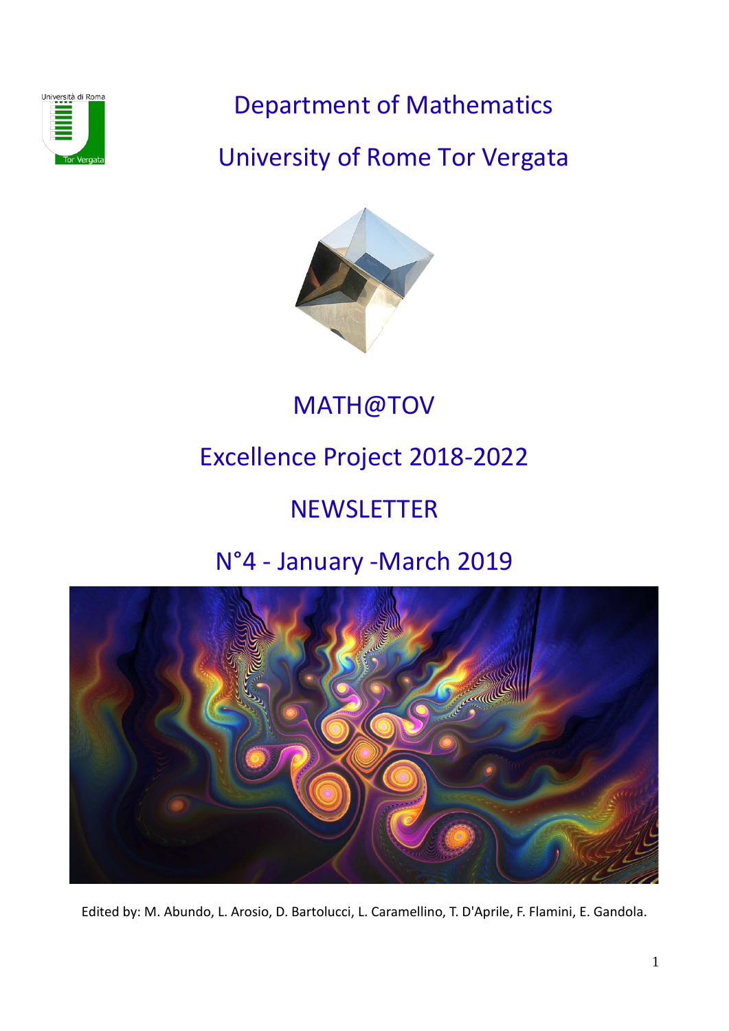# Department of Mathematics

# University of Rome Tor Vergata

## MATH@TOV

## Excellence Project 2018-2022

## NEWSLETTER

## N°4 - January -March 2019

Edited by: M. Abundo, L. Arosio, D. Bartolucci, L. Caramellino, T. D'Aprile, F. Flamini, E. Gandola.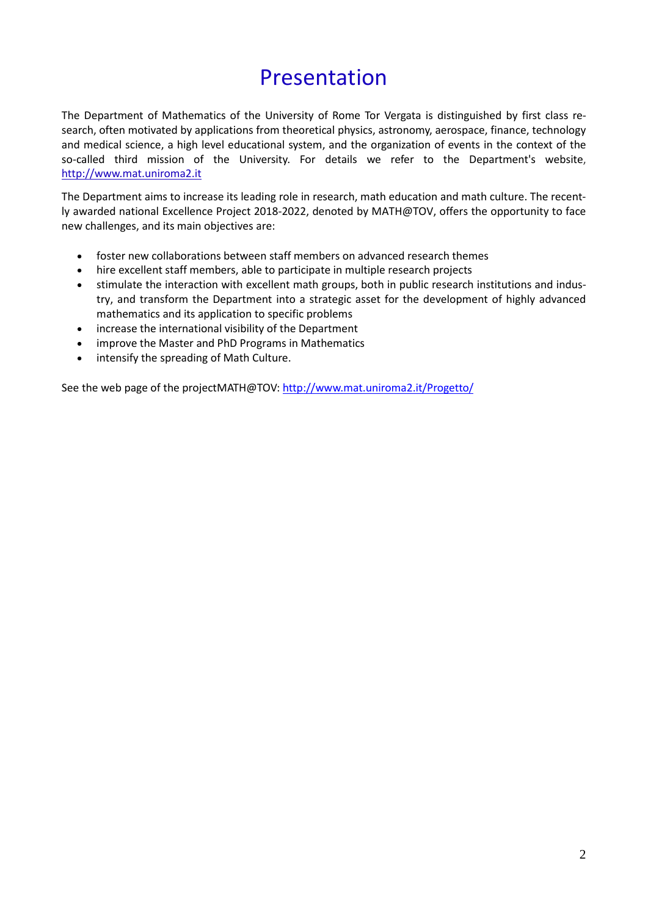# Presentation

The Department of Mathematics of the University of Rome Tor Vergata is distinguished by first class research, often motivated by applications from theoretical physics, astronomy, aerospace, finance, technology and medical science, a high level educational system, and the organization of events in the context of the so-called third mission of the University. For details we refer to the Department's website, http://www.mat.uniroma2.it

The Department aims to increase its leading role in research, math education and math culture. The recently awarded national Excellence Project 2018-2022, denoted by MATH@TOV, offers the opportunity to face new challenges, and its main objectives are:

- foster new collaborations between staff members on advanced research themes
- hire excellent staff members, able to participate in multiple research projects
- stimulate the interaction with excellent math groups, both in public research institutions and industry, and transform the Department into a strategic asset for the development of highly advanced mathematics and its application to specific problems
- increase the international visibility of the Department
- improve the Master and PhD Programs in Mathematics
- intensify the spreading of Math Culture.

See the web page of the projectMATH@TOV: http://www.mat.uniroma2.it/Progetto/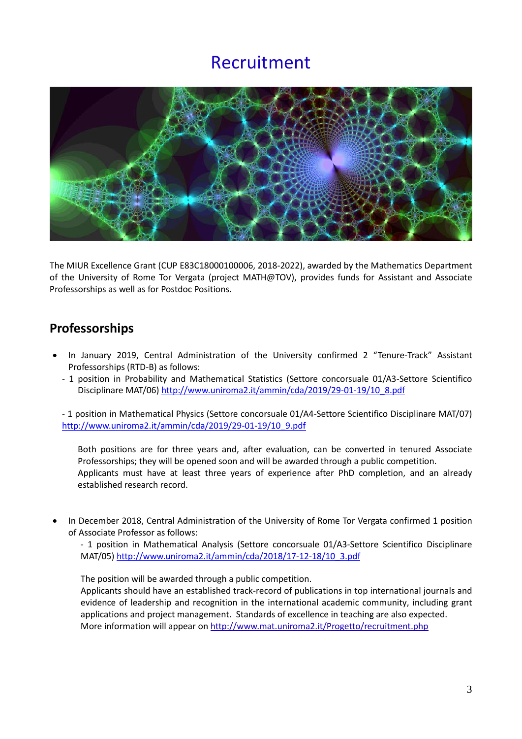# Recruitment

The MIUR Excellence Grant (CUP E83C18000100006, 2018-2022), awarded by the Mathematics Department of the University of Rome Tor Vergata (project MATH@TOV), provides funds for Assistant and Associate Professorships as well as for Postdoc Positions.

## Professorships

- In January 2019, Central Administration of the University confirmed 2 "Tenure-Track" Assistant Professorships (RTD-B) as follows:
  - 1 position in Probability and Mathematical Statistics (Settore concorsuale 01/A3-Settore Scientifico Disciplinare MAT/06) http://www.uniroma2.it/ammin/cda/2019/29-01-19/10_8.pdf

  - 1 position in Mathematical Physics (Settore concorsuale 01/A4-Settore Scientifico Disciplinare MAT/07) http://www.uniroma2.it/ammin/cda/2019/29-01-19/10_9.pdf

  Both positions are for three years and, after evaluation, can be converted in tenured Associate Professorships; they will be opened soon and will be awarded through a public competition.
  Applicants must have at least three years of experience after PhD completion, and an already established research record.

- In December 2018, Central Administration of the University of Rome Tor Vergata confirmed 1 position of Associate Professor as follows:
  - 1 position in Mathematical Analysis (Settore concorsuale 01/A3-Settore Scientifico Disciplinare MAT/05) http://www.uniroma2.it/ammin/cda/2018/17-12-18/10_3.pdf

  The position will be awarded through a public competition.
  Applicants should have an established track-record of publications in top international journals and evidence of leadership and recognition in the international academic community, including grant applications and project management. Standards of excellence in teaching are also expected.
  More information will appear on http://www.mat.uniroma2.it/Progetto/recruitment.php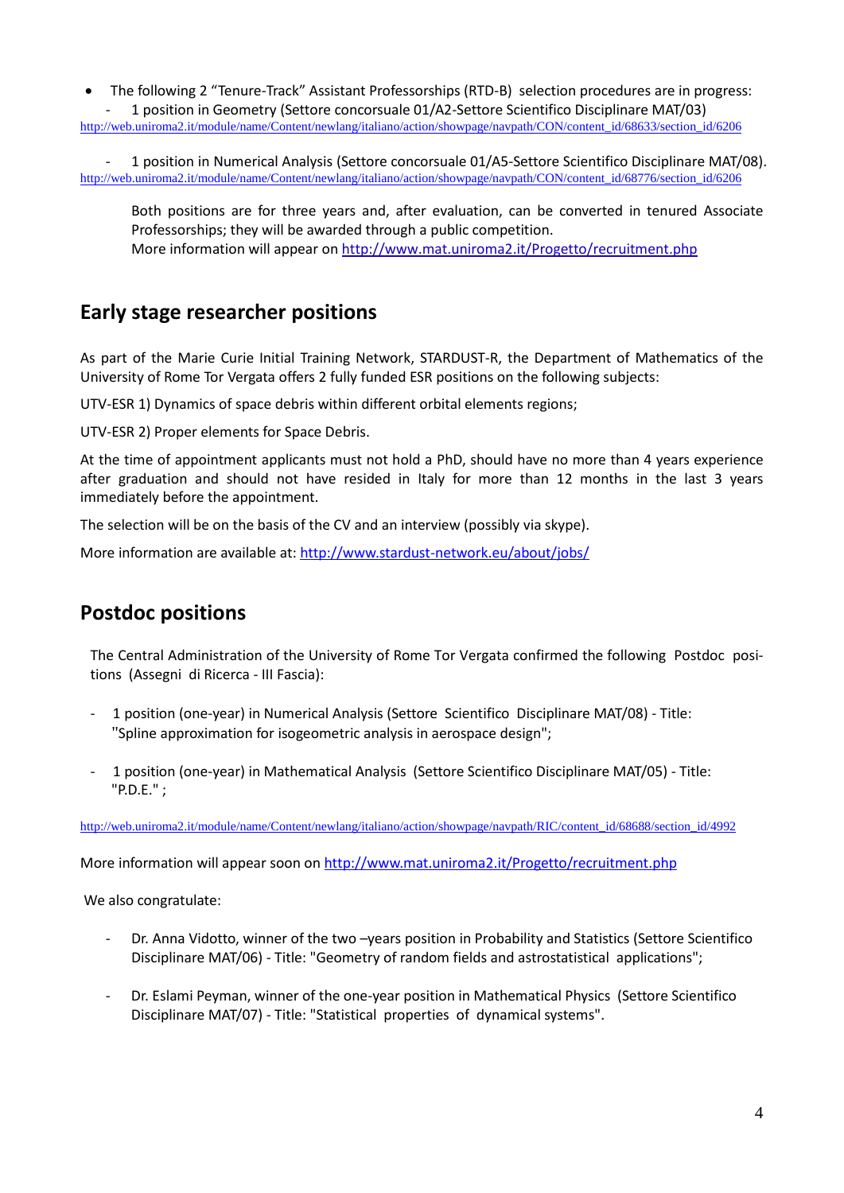- The following 2 "Tenure-Track" Assistant Professorships (RTD-B) selection procedures are in progress:
  - 1 position in Geometry (Settore concorsuale 01/A2-Settore Scientifico Disciplinare MAT/03) http://web.uniroma2.it/module/name/Content/newlang/italiano/action/showpage/navpath/CON/content_id/68633/section_id/6206
  - 1 position in Numerical Analysis (Settore concorsuale 01/A5-Settore Scientifico Disciplinare MAT/08). http://web.uniroma2.it/module/name/Content/newlang/italiano/action/showpage/navpath/CON/content_id/68776/section_id/6206

  Both positions are for three years and, after evaluation, can be converted in tenured Associate Professorships; they will be awarded through a public competition.
  More information will appear on http://www.mat.uniroma2.it/Progetto/recruitment.php

## Early stage researcher positions

As part of the Marie Curie Initial Training Network, STARDUST-R, the Department of Mathematics of the University of Rome Tor Vergata offers 2 fully funded ESR positions on the following subjects:

UTV-ESR 1) Dynamics of space debris within different orbital elements regions;

UTV-ESR 2) Proper elements for Space Debris.

At the time of appointment applicants must not hold a PhD, should have no more than 4 years experience after graduation and should not have resided in Italy for more than 12 months in the last 3 years immediately before the appointment.

The selection will be on the basis of the CV and an interview (possibly via skype).

More information are available at: http://www.stardust-network.eu/about/jobs/

## Postdoc positions

The Central Administration of the University of Rome Tor Vergata confirmed the following Postdoc positions (Assegni di Ricerca - III Fascia):

- 1 position (one-year) in Numerical Analysis (Settore Scientifico Disciplinare MAT/08) - Title: "Spline approximation for isogeometric analysis in aerospace design";
- 1 position (one-year) in Mathematical Analysis (Settore Scientifico Disciplinare MAT/05) - Title: "P.D.E." ;

http://web.uniroma2.it/module/name/Content/newlang/italiano/action/showpage/navpath/RIC/content_id/68688/section_id/4992

More information will appear soon on http://www.mat.uniroma2.it/Progetto/recruitment.php

We also congratulate:

- Dr. Anna Vidotto, winner of the two –years position in Probability and Statistics (Settore Scientifico Disciplinare MAT/06) - Title: "Geometry of random fields and astrostatistical applications";
- Dr. Eslami Peyman, winner of the one-year position in Mathematical Physics (Settore Scientifico Disciplinare MAT/07) - Title: "Statistical properties of dynamical systems".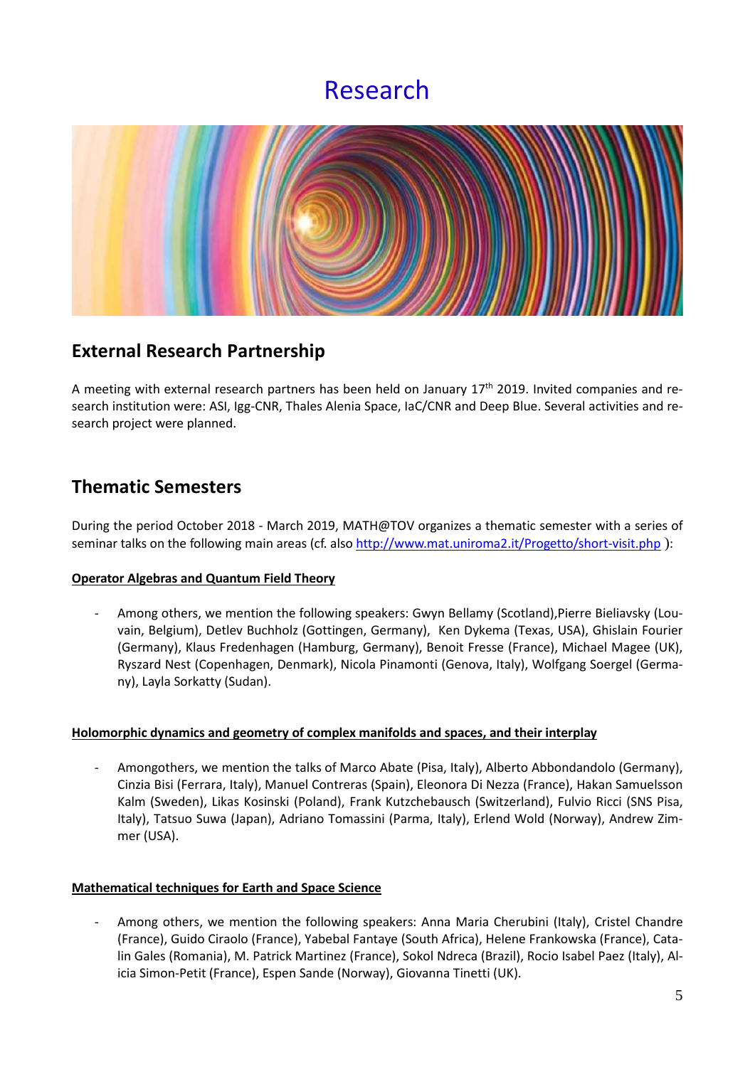# Research

## External Research Partnership

A meeting with external research partners has been held on January 17th 2019. Invited companies and research institution were: ASI, Igg-CNR, Thales Alenia Space, IaC/CNR and Deep Blue. Several activities and research project were planned.

## Thematic Semesters

During the period October 2018 - March 2019, MATH@TOV organizes a thematic semester with a series of seminar talks on the following main areas (cf. also [http://www.mat.uniroma2.it/Progetto/short-visit.php](http://www.mat.uniroma2.it/Progetto/short-visit.php) ):

**Operator Algebras and Quantum Field Theory**

- Among others, we mention the following speakers: Gwyn Bellamy (Scotland),Pierre Bieliavsky (Louvain, Belgium), Detlev Buchholz (Gottingen, Germany), Ken Dykema (Texas, USA), Ghislain Fourier (Germany), Klaus Fredenhagen (Hamburg, Germany), Benoit Fresse (France), Michael Magee (UK), Ryszard Nest (Copenhagen, Denmark), Nicola Pinamonti (Genova, Italy), Wolfgang Soergel (Germany), Layla Sorkatty (Sudan).

**Holomorphic dynamics and geometry of complex manifolds and spaces, and their interplay**

- Amongothers, we mention the talks of Marco Abate (Pisa, Italy), Alberto Abbondandolo (Germany), Cinzia Bisi (Ferrara, Italy), Manuel Contreras (Spain), Eleonora Di Nezza (France), Hakan Samuelsson Kalm (Sweden), Likas Kosinski (Poland), Frank Kutzchebausch (Switzerland), Fulvio Ricci (SNS Pisa, Italy), Tatsuo Suwa (Japan), Adriano Tomassini (Parma, Italy), Erlend Wold (Norway), Andrew Zimmer (USA).

**Mathematical techniques for Earth and Space Science**

- Among others, we mention the following speakers: Anna Maria Cherubini (Italy), Cristel Chandre (France), Guido Ciraolo (France), Yabebal Fantaye (South Africa), Helene Frankowska (France), Catalin Gales (Romania), M. Patrick Martinez (France), Sokol Ndreca (Brazil), Rocio Isabel Paez (Italy), Alicia Simon-Petit (France), Espen Sande (Norway), Giovanna Tinetti (UK).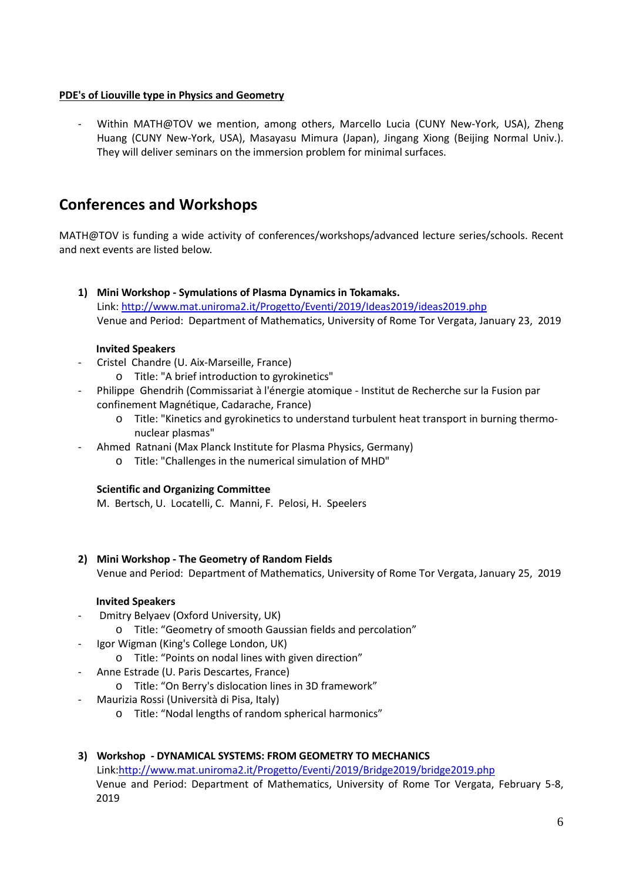**PDE's of Liouville type in Physics and Geometry**

- Within MATH@TOV we mention, among others, Marcello Lucia (CUNY New-York, USA), Zheng Huang (CUNY New-York, USA), Masayasu Mimura (Japan), Jingang Xiong (Beijing Normal Univ.). They will deliver seminars on the immersion problem for minimal surfaces.

## Conferences and Workshops

MATH@TOV is funding a wide activity of conferences/workshops/advanced lecture series/schools. Recent and next events are listed below.

1) **Mini Workshop - Symulations of Plasma Dynamics in Tokamaks.**
   Link: http://www.mat.uniroma2.it/Progetto/Eventi/2019/Ideas2019/ideas2019.php
   Venue and Period: Department of Mathematics, University of Rome Tor Vergata, January 23, 2019

   **Invited Speakers**
   - Cristel Chandre (U. Aix-Marseille, France)
     - Title: "A brief introduction to gyrokinetics"
   - Philippe Ghendrih (Commissariat à l'énergie atomique - Institut de Recherche sur la Fusion par confinement Magnétique, Cadarache, France)
     - Title: "Kinetics and gyrokinetics to understand turbulent heat transport in burning thermo-nuclear plasmas"
   - Ahmed Ratnani (Max Planck Institute for Plasma Physics, Germany)
     - Title: "Challenges in the numerical simulation of MHD"

   **Scientific and Organizing Committee**
   M. Bertsch, U. Locatelli, C. Manni, F. Pelosi, H. Speelers

2) **Mini Workshop - The Geometry of Random Fields**
   Venue and Period: Department of Mathematics, University of Rome Tor Vergata, January 25, 2019

   **Invited Speakers**
   - Dmitry Belyaev (Oxford University, UK)
     - Title: "Geometry of smooth Gaussian fields and percolation"
   - Igor Wigman (King's College London, UK)
     - Title: "Points on nodal lines with given direction"
   - Anne Estrade (U. Paris Descartes, France)
     - Title: "On Berry's dislocation lines in 3D framework"
   - Maurizia Rossi (Università di Pisa, Italy)
     - Title: "Nodal lengths of random spherical harmonics"

3) **Workshop - DYNAMICAL SYSTEMS: FROM GEOMETRY TO MECHANICS**
   Link:http://www.mat.uniroma2.it/Progetto/Eventi/2019/Bridge2019/bridge2019.php
   Venue and Period: Department of Mathematics, University of Rome Tor Vergata, February 5-8, 2019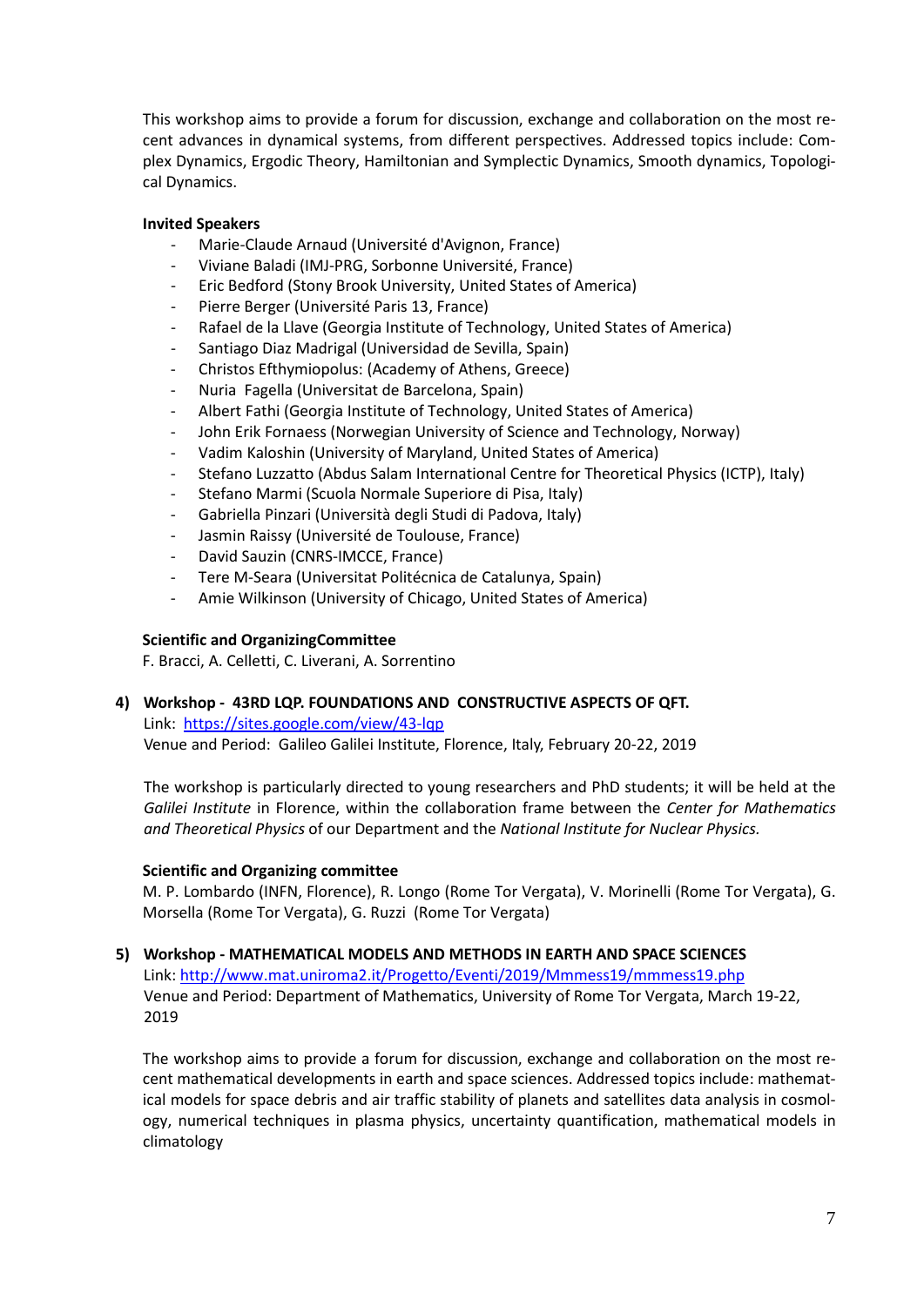This workshop aims to provide a forum for discussion, exchange and collaboration on the most recent advances in dynamical systems, from different perspectives. Addressed topics include: Complex Dynamics, Ergodic Theory, Hamiltonian and Symplectic Dynamics, Smooth dynamics, Topological Dynamics.

**Invited Speakers**

- Marie-Claude Arnaud (Université d'Avignon, France)
- Viviane Baladi (IMJ-PRG, Sorbonne Université, France)
- Eric Bedford (Stony Brook University, United States of America)
- Pierre Berger (Université Paris 13, France)
- Rafael de la Llave (Georgia Institute of Technology, United States of America)
- Santiago Diaz Madrigal (Universidad de Sevilla, Spain)
- Christos Efthymiopolus: (Academy of Athens, Greece)
- Nuria Fagella (Universitat de Barcelona, Spain)
- Albert Fathi (Georgia Institute of Technology, United States of America)
- John Erik Fornaess (Norwegian University of Science and Technology, Norway)
- Vadim Kaloshin (University of Maryland, United States of America)
- Stefano Luzzatto (Abdus Salam International Centre for Theoretical Physics (ICTP), Italy)
- Stefano Marmi (Scuola Normale Superiore di Pisa, Italy)
- Gabriella Pinzari (Università degli Studi di Padova, Italy)
- Jasmin Raissy (Université de Toulouse, France)
- David Sauzin (CNRS-IMCCE, France)
- Tere M-Seara (Universitat Politécnica de Catalunya, Spain)
- Amie Wilkinson (University of Chicago, United States of America)

**Scientific and OrganizingCommittee**

F. Bracci, A. Celletti, C. Liverani, A. Sorrentino

**4) Workshop - 43RD LQP. FOUNDATIONS AND CONSTRUCTIVE ASPECTS OF QFT.**

Link: https://sites.google.com/view/43-lqp

Venue and Period: Galileo Galilei Institute, Florence, Italy, February 20-22, 2019

The workshop is particularly directed to young researchers and PhD students; it will be held at the *Galilei Institute* in Florence, within the collaboration frame between the *Center for Mathematics and Theoretical Physics* of our Department and the *National Institute for Nuclear Physics.*

**Scientific and Organizing committee**

M. P. Lombardo (INFN, Florence), R. Longo (Rome Tor Vergata), V. Morinelli (Rome Tor Vergata), G. Morsella (Rome Tor Vergata), G. Ruzzi (Rome Tor Vergata)

**5) Workshop - MATHEMATICAL MODELS AND METHODS IN EARTH AND SPACE SCIENCES**

Link: http://www.mat.uniroma2.it/Progetto/Eventi/2019/Mmmess19/mmmess19.php

Venue and Period: Department of Mathematics, University of Rome Tor Vergata, March 19-22, 2019

The workshop aims to provide a forum for discussion, exchange and collaboration on the most recent mathematical developments in earth and space sciences. Addressed topics include: mathematical models for space debris and air traffic stability of planets and satellites data analysis in cosmology, numerical techniques in plasma physics, uncertainty quantification, mathematical models in climatology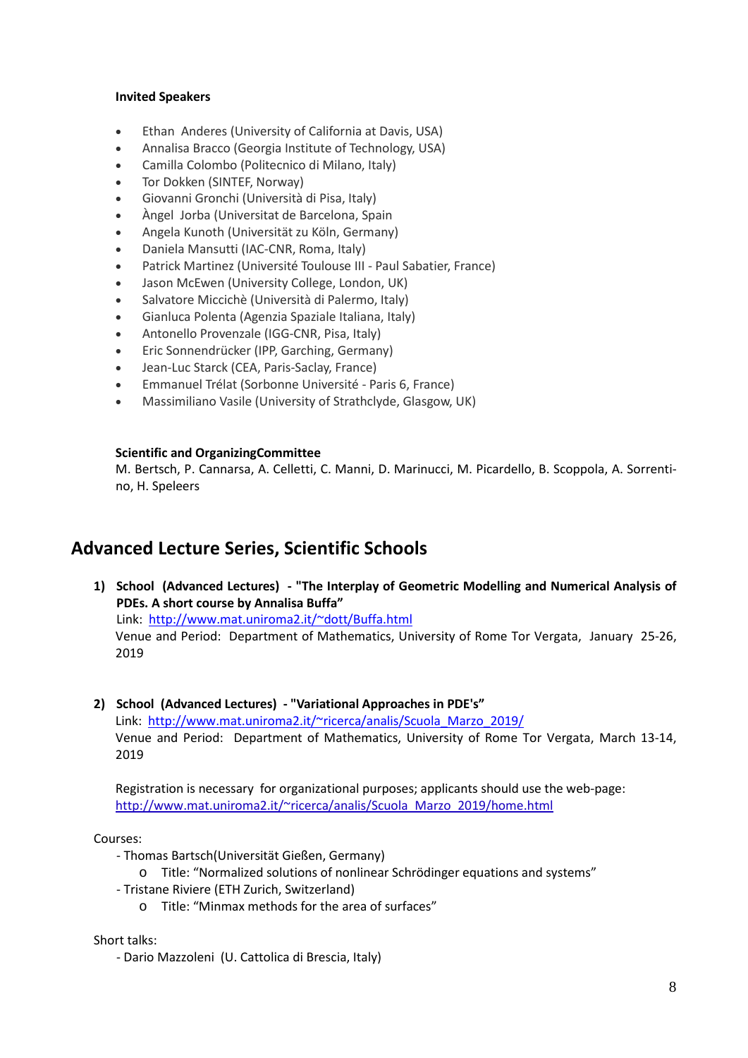**Invited Speakers**

- Ethan  Anderes (University of California at Davis, USA)
- Annalisa Bracco (Georgia Institute of Technology, USA)
- Camilla Colombo (Politecnico di Milano, Italy)
- Tor Dokken (SINTEF, Norway)
- Giovanni Gronchi (Università di Pisa, Italy)
- Àngel  Jorba (Universitat de Barcelona, Spain
- Angela Kunoth (Universität zu Köln, Germany)
- Daniela Mansutti (IAC-CNR, Roma, Italy)
- Patrick Martinez (Université Toulouse III - Paul Sabatier, France)
- Jason McEwen (University College, London, UK)
- Salvatore Micciché (Università di Palermo, Italy)
- Gianluca Polenta (Agenzia Spaziale Italiana, Italy)
- Antonello Provenzale (IGG-CNR, Pisa, Italy)
- Eric Sonnendrücker (IPP, Garching, Germany)
- Jean-Luc Starck (CEA, Paris-Saclay, France)
- Emmanuel Trélat (Sorbonne Université - Paris 6, France)
- Massimiliano Vasile (University of Strathclyde, Glasgow, UK)

**Scientific and OrganizingCommittee**
M. Bertsch, P. Cannarsa, A. Celletti, C. Manni, D. Marinucci, M. Picardello, B. Scoppola, A. Sorrentino, H. Speleers

## Advanced Lecture Series, Scientific Schools

1) **School  (Advanced Lectures)  - "The Interplay of Geometric Modelling and Numerical Analysis of PDEs. A short course by Annalisa Buffa"**
Link: http://www.mat.uniroma2.it/~dott/Buffa.html
Venue and Period:  Department of Mathematics, University of Rome Tor Vergata,  January  25-26, 2019

2) **School  (Advanced Lectures)  - "Variational Approaches in PDE's"**
Link: http://www.mat.uniroma2.it/~ricerca/analis/Scuola_Marzo_2019/
Venue and Period:  Department of Mathematics, University of Rome Tor Vergata, March 13-14, 2019

Registration is necessary  for organizational purposes; applicants should use the web-page:
http://www.mat.uniroma2.it/~ricerca/analis/Scuola_Marzo_2019/home.html

Courses:
- Thomas Bartsch(Universität Gießen, Germany)
  - Title: "Normalized solutions of nonlinear Schrödinger equations and systems"
- Tristane Riviere (ETH Zurich, Switzerland)
  - Title: "Minmax methods for the area of surfaces"

Short talks:
- Dario Mazzoleni  (U. Cattolica di Brescia, Italy)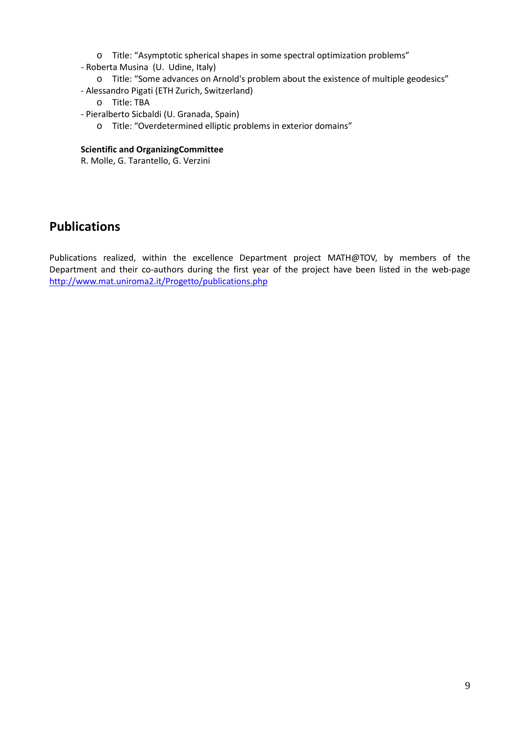- Title: “Asymptotic spherical shapes in some spectral optimization problems”
- Roberta Musina (U. Udine, Italy)
  - Title: “Some advances on Arnold's problem about the existence of multiple geodesics”
- Alessandro Pigati (ETH Zurich, Switzerland)
  - Title: TBA
- Pieralberto Sicbaldi (U. Granada, Spain)
  - Title: “Overdetermined elliptic problems in exterior domains”

**Scientific and OrganizingCommittee**
R. Molle, G. Tarantello, G. Verzini

## Publications

Publications realized, within the excellence Department project MATH@TOV, by members of the Department and their co-authors during the first year of the project have been listed in the web-page http://www.mat.uniroma2.it/Progetto/publications.php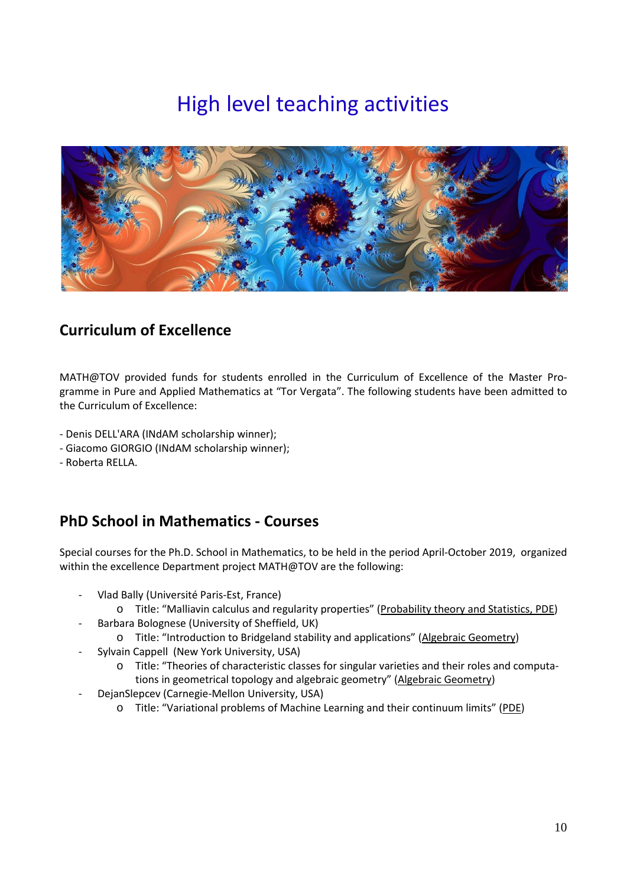# High level teaching activities

## Curriculum of Excellence

MATH@TOV provided funds for students enrolled in the Curriculum of Excellence of the Master Programme in Pure and Applied Mathematics at "Tor Vergata". The following students have been admitted to the Curriculum of Excellence:

- Denis DELL'ARA (INdAM scholarship winner);
- Giacomo GIORGIO (INdAM scholarship winner);
- Roberta RELLA.

## PhD School in Mathematics - Courses

Special courses for the Ph.D. School in Mathematics, to be held in the period April-October 2019, organized within the excellence Department project MATH@TOV are the following:

- Vlad Bally (Université Paris-Est, France)
  - Title: "Malliavin calculus and regularity properties" (Probability theory and Statistics, PDE)
- Barbara Bolognese (University of Sheffield, UK)
  - Title: "Introduction to Bridgeland stability and applications" (Algebraic Geometry)
- Sylvain Cappell (New York University, USA)
  - Title: "Theories of characteristic classes for singular varieties and their roles and computations in geometrical topology and algebraic geometry" (Algebraic Geometry)
- DejanSlepcev (Carnegie-Mellon University, USA)
  - Title: "Variational problems of Machine Learning and their continuum limits" (PDE)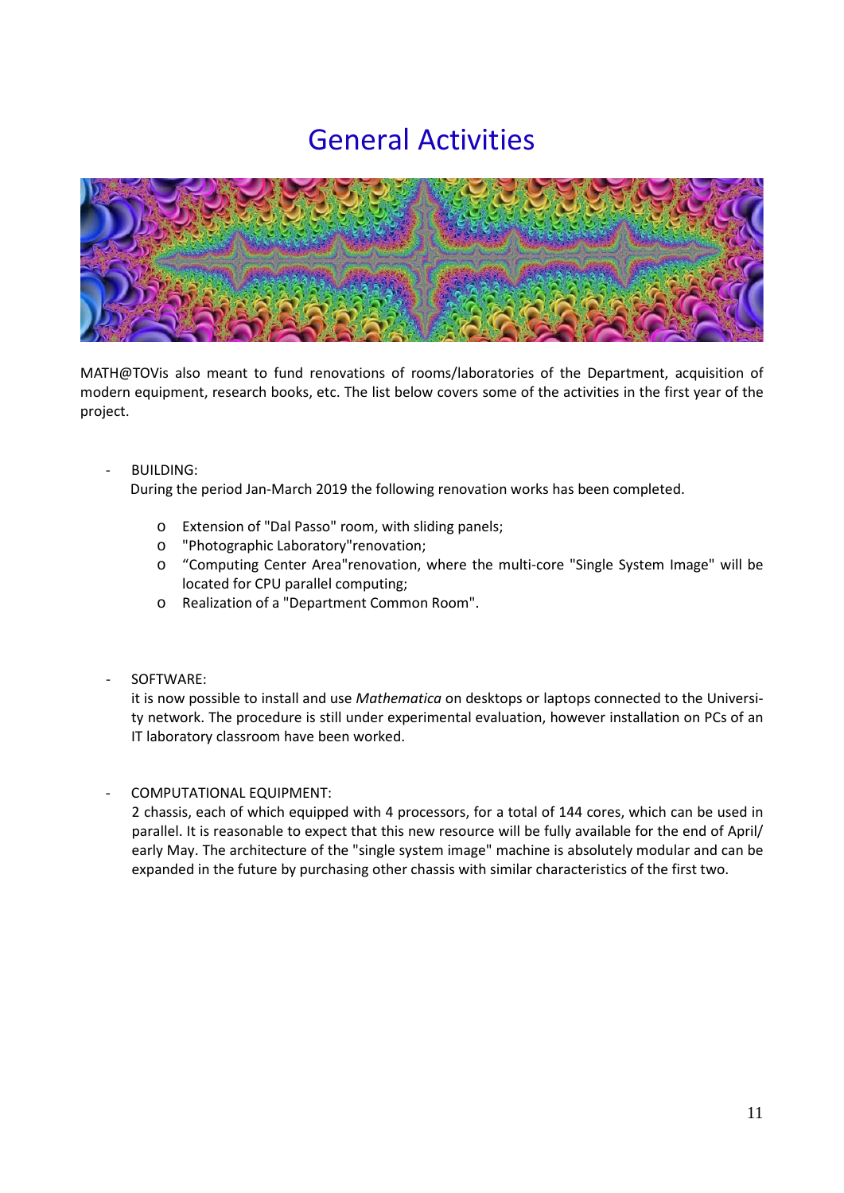# General Activities

MATH@TOVis also meant to fund renovations of rooms/laboratories of the Department, acquisition of modern equipment, research books, etc. The list below covers some of the activities in the first year of the project.

- BUILDING:
  During the period Jan-March 2019 the following renovation works has been completed.
  - Extension of "Dal Passo" room, with sliding panels;
  - "Photographic Laboratory"renovation;
  - “Computing Center Area"renovation, where the multi-core "Single System Image" will be located for CPU parallel computing;
  - Realization of a "Department Common Room".

- SOFTWARE:
  it is now possible to install and use *Mathematica* on desktops or laptops connected to the University network. The procedure is still under experimental evaluation, however installation on PCs of an IT laboratory classroom have been worked.

- COMPUTATIONAL EQUIPMENT:
  2 chassis, each of which equipped with 4 processors, for a total of 144 cores, which can be used in parallel. It is reasonable to expect that this new resource will be fully available for the end of April/ early May. The architecture of the "single system image" machine is absolutely modular and can be expanded in the future by purchasing other chassis with similar characteristics of the first two.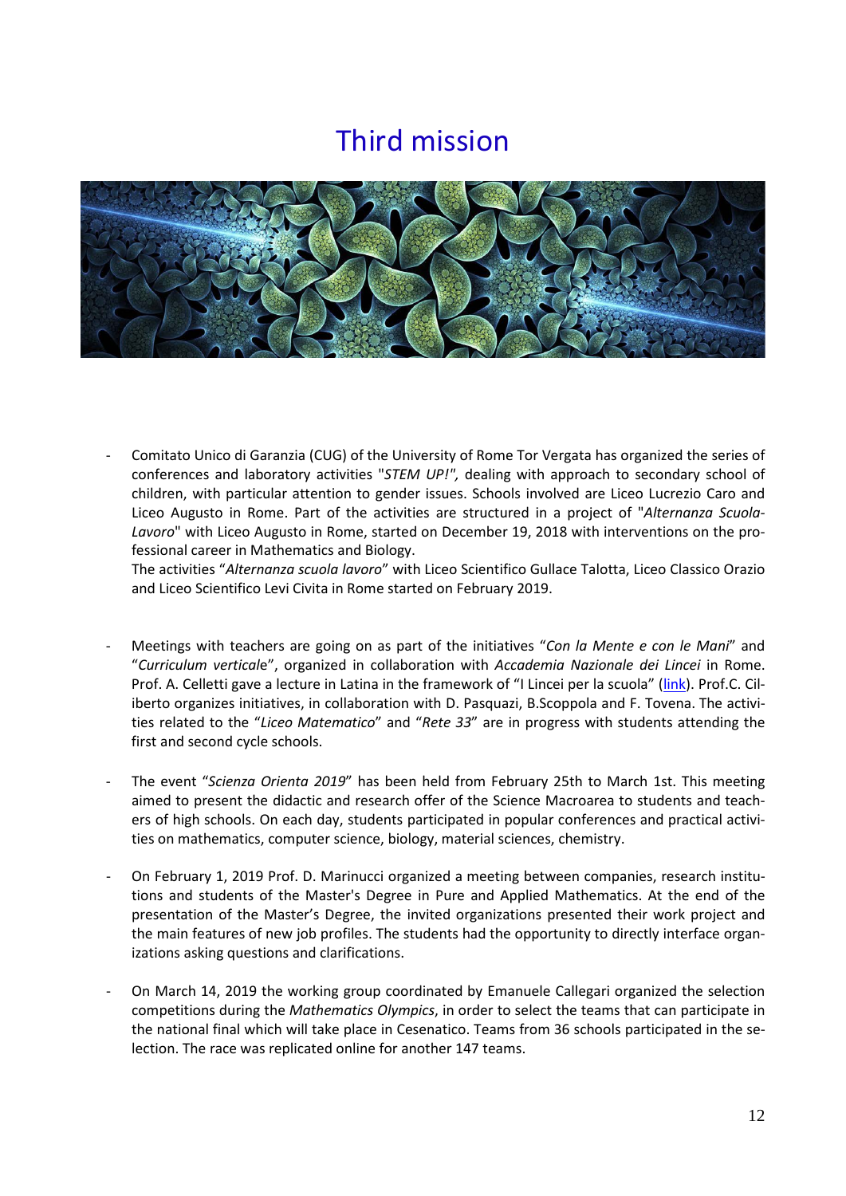# Third mission

- Comitato Unico di Garanzia (CUG) of the University of Rome Tor Vergata has organized the series of conferences and laboratory activities "*STEM UP!"*, dealing with approach to secondary school of children, with particular attention to gender issues. Schools involved are Liceo Lucrezio Caro and Liceo Augusto in Rome. Part of the activities are structured in a project of "*Alternanza Scuola-Lavoro*" with Liceo Augusto in Rome, started on December 19, 2018 with interventions on the professional career in Mathematics and Biology.

  The activities "*Alternanza scuola lavoro*" with Liceo Scientifico Gullace Talotta, Liceo Classico Orazio and Liceo Scientifico Levi Civita in Rome started on February 2019.

- Meetings with teachers are going on as part of the initiatives "*Con la Mente e con le Mani*" and "*Curriculum verticale*", organized in collaboration with *Accademia Nazionale dei Lincei* in Rome. Prof. A. Celletti gave a lecture in Latina in the framework of "I Lincei per la scuola" (link). Prof.C. Ciliberto organizes initiatives, in collaboration with D. Pasquazi, B.Scoppola and F. Tovena. The activities related to the "*Liceo Matematico*" and "*Rete 33*" are in progress with students attending the first and second cycle schools.

- The event "*Scienza Orienta 2019*" has been held from February 25th to March 1st. This meeting aimed to present the didactic and research offer of the Science Macroarea to students and teachers of high schools. On each day, students participated in popular conferences and practical activities on mathematics, computer science, biology, material sciences, chemistry.

- On February 1, 2019 Prof. D. Marinucci organized a meeting between companies, research institutions and students of the Master's Degree in Pure and Applied Mathematics. At the end of the presentation of the Master's Degree, the invited organizations presented their work project and the main features of new job profiles. The students had the opportunity to directly interface organizations asking questions and clarifications.

- On March 14, 2019 the working group coordinated by Emanuele Callegari organized the selection competitions during the *Mathematics Olympics*, in order to select the teams that can participate in the national final which will take place in Cesenatico. Teams from 36 schools participated in the selection. The race was replicated online for another 147 teams.